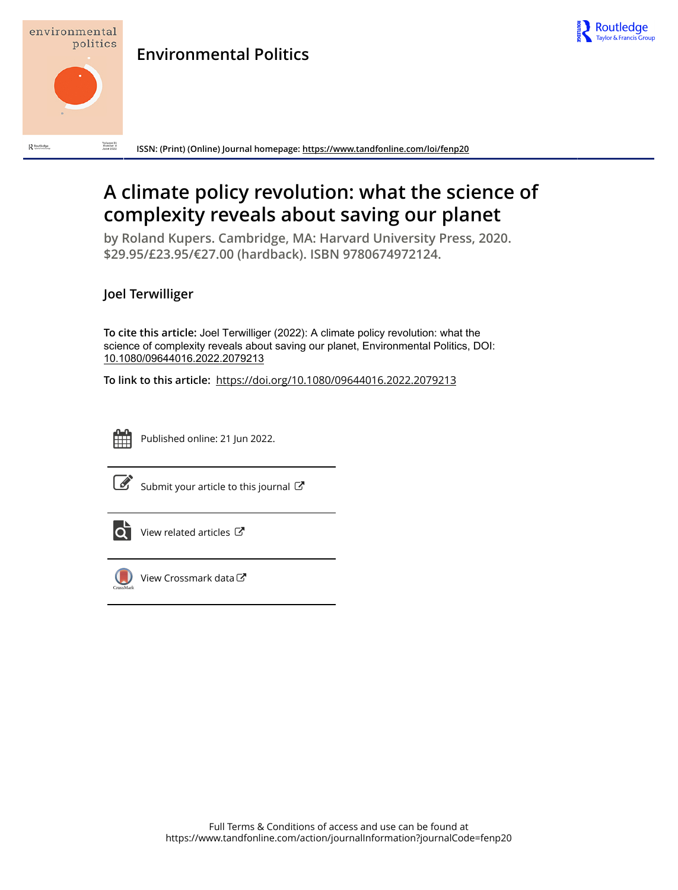# Environmental Politics

ISSN: (Print) (Online) Journal homepage: https://www.tandfonline.com/loi/fenp20

# A climate policy revolution: what the science of complexity reveals about saving our planet

**by Roland Kupers. Cambridge, MA: Harvard University Press, 2020. $29.95/£23.95/€27.00 (hardback). ISBN 9780674972124.**

**Joel Terwilliger**

**To cite this article:** Joel Terwilliger (2022): A climate policy revolution: what the science of complexity reveals about saving our planet, Environmental Politics, DOI: 10.1080/09644016.2022.2079213

**To link to this article:** https://doi.org/10.1080/09644016.2022.2079213

Published online: 21 Jun 2022.

Submit your article to this journal

View related articles

View Crossmark data

Full Terms & Conditions of access and use can be found at
https://www.tandfonline.com/action/journalInformation?journalCode=fenp20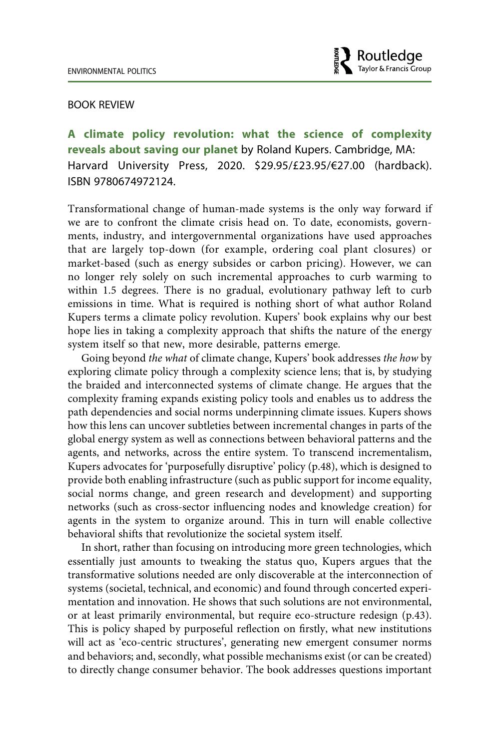## BOOK REVIEW

**A climate policy revolution: what the science of complexity reveals about saving our planet** by Roland Kupers. Cambridge, MA: Harvard University Press, 2020. $29.95/£23.95/€27.00 (hardback). ISBN 9780674972124.

Transformational change of human-made systems is the only way forward if we are to confront the climate crisis head on. To date, economists, governments, industry, and intergovernmental organizations have used approaches that are largely top-down (for example, ordering coal plant closures) or market-based (such as energy subsides or carbon pricing). However, we can no longer rely solely on such incremental approaches to curb warming to within 1.5 degrees. There is no gradual, evolutionary pathway left to curb emissions in time. What is required is nothing short of what author Roland Kupers terms a climate policy revolution. Kupers' book explains why our best hope lies in taking a complexity approach that shifts the nature of the energy system itself so that new, more desirable, patterns emerge.

Going beyond *the what* of climate change, Kupers' book addresses *the how* by exploring climate policy through a complexity science lens; that is, by studying the braided and interconnected systems of climate change. He argues that the complexity framing expands existing policy tools and enables us to address the path dependencies and social norms underpinning climate issues. Kupers shows how this lens can uncover subtleties between incremental changes in parts of the global energy system as well as connections between behavioral patterns and the agents, and networks, across the entire system. To transcend incrementalism, Kupers advocates for 'purposefully disruptive' policy (p.48), which is designed to provide both enabling infrastructure (such as public support for income equality, social norms change, and green research and development) and supporting networks (such as cross-sector influencing nodes and knowledge creation) for agents in the system to organize around. This in turn will enable collective behavioral shifts that revolutionize the societal system itself.

In short, rather than focusing on introducing more green technologies, which essentially just amounts to tweaking the status quo, Kupers argues that the transformative solutions needed are only discoverable at the interconnection of systems (societal, technical, and economic) and found through concerted experimentation and innovation. He shows that such solutions are not environmental, or at least primarily environmental, but require eco-structure redesign (p.43). This is policy shaped by purposeful reflection on firstly, what new institutions will act as 'eco-centric structures', generating new emergent consumer norms and behaviors; and, secondly, what possible mechanisms exist (or can be created) to directly change consumer behavior. The book addresses questions important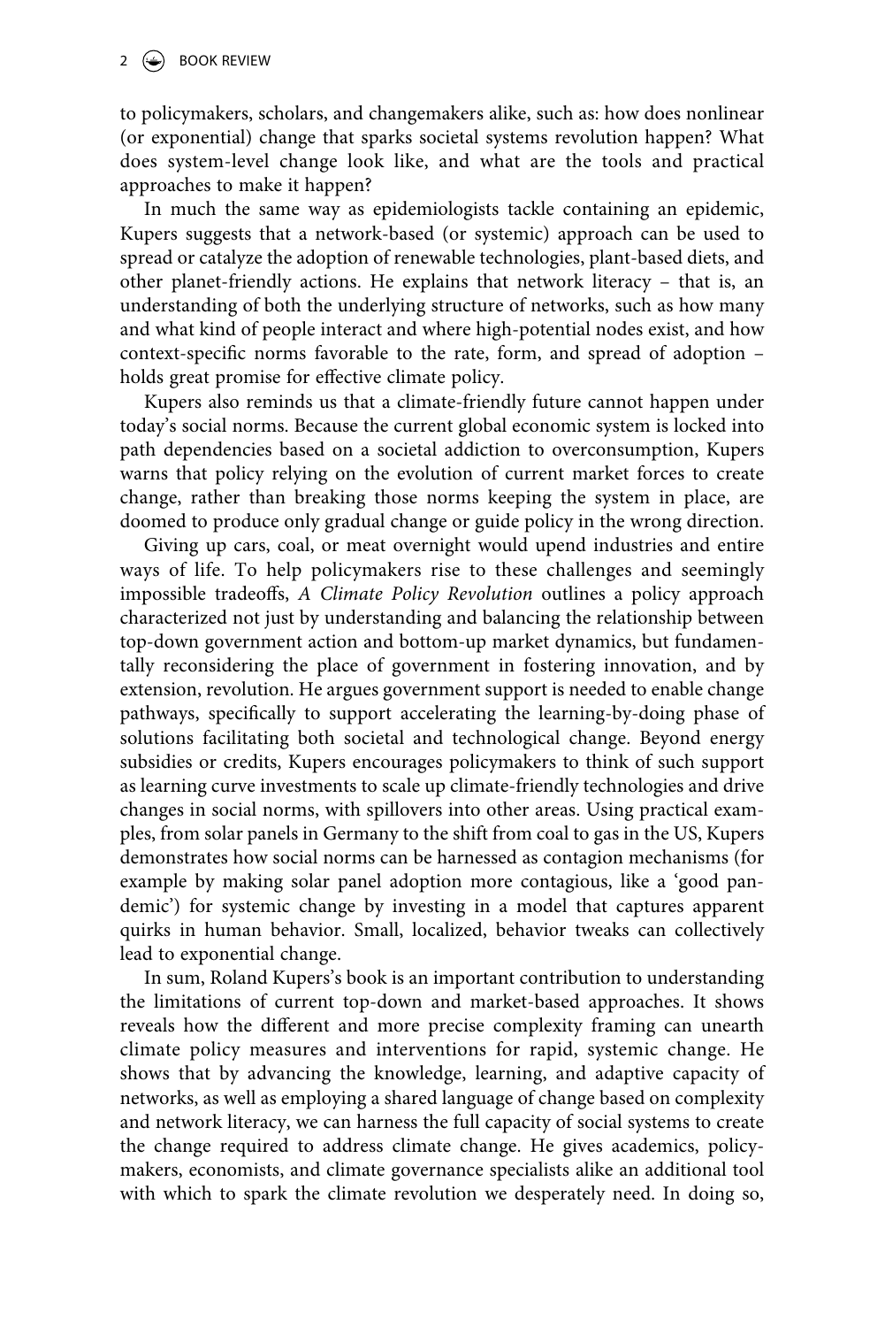to policymakers, scholars, and changemakers alike, such as: how does nonlinear (or exponential) change that sparks societal systems revolution happen? What does system-level change look like, and what are the tools and practical approaches to make it happen?

In much the same way as epidemiologists tackle containing an epidemic, Kupers suggests that a network-based (or systemic) approach can be used to spread or catalyze the adoption of renewable technologies, plant-based diets, and other planet-friendly actions. He explains that network literacy – that is, an understanding of both the underlying structure of networks, such as how many and what kind of people interact and where high-potential nodes exist, and how context-specific norms favorable to the rate, form, and spread of adoption – holds great promise for effective climate policy.

Kupers also reminds us that a climate-friendly future cannot happen under today's social norms. Because the current global economic system is locked into path dependencies based on a societal addiction to overconsumption, Kupers warns that policy relying on the evolution of current market forces to create change, rather than breaking those norms keeping the system in place, are doomed to produce only gradual change or guide policy in the wrong direction.

Giving up cars, coal, or meat overnight would upend industries and entire ways of life. To help policymakers rise to these challenges and seemingly impossible tradeoffs, *A Climate Policy Revolution* outlines a policy approach characterized not just by understanding and balancing the relationship between top-down government action and bottom-up market dynamics, but fundamentally reconsidering the place of government in fostering innovation, and by extension, revolution. He argues government support is needed to enable change pathways, specifically to support accelerating the learning-by-doing phase of solutions facilitating both societal and technological change. Beyond energy subsidies or credits, Kupers encourages policymakers to think of such support as learning curve investments to scale up climate-friendly technologies and drive changes in social norms, with spillovers into other areas. Using practical examples, from solar panels in Germany to the shift from coal to gas in the US, Kupers demonstrates how social norms can be harnessed as contagion mechanisms (for example by making solar panel adoption more contagious, like a 'good pandemic') for systemic change by investing in a model that captures apparent quirks in human behavior. Small, localized, behavior tweaks can collectively lead to exponential change.

In sum, Roland Kupers's book is an important contribution to understanding the limitations of current top-down and market-based approaches. It shows reveals how the different and more precise complexity framing can unearth climate policy measures and interventions for rapid, systemic change. He shows that by advancing the knowledge, learning, and adaptive capacity of networks, as well as employing a shared language of change based on complexity and network literacy, we can harness the full capacity of social systems to create the change required to address climate change. He gives academics, policymakers, economists, and climate governance specialists alike an additional tool with which to spark the climate revolution we desperately need. In doing so,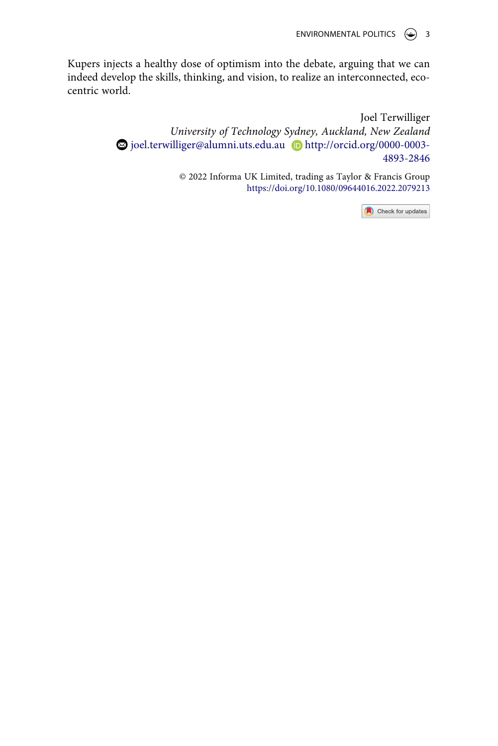Kupers injects a healthy dose of optimism into the debate, arguing that we can indeed develop the skills, thinking, and vision, to realize an interconnected, eco-centric world.

Joel Terwilliger
*University of Technology Sydney, Auckland, New Zealand*
joel.terwilliger@alumni.uts.edu.au http://orcid.org/0000-0003-4893-2846

© 2022 Informa UK Limited, trading as Taylor & Francis Group
https://doi.org/10.1080/09644016.2022.2079213